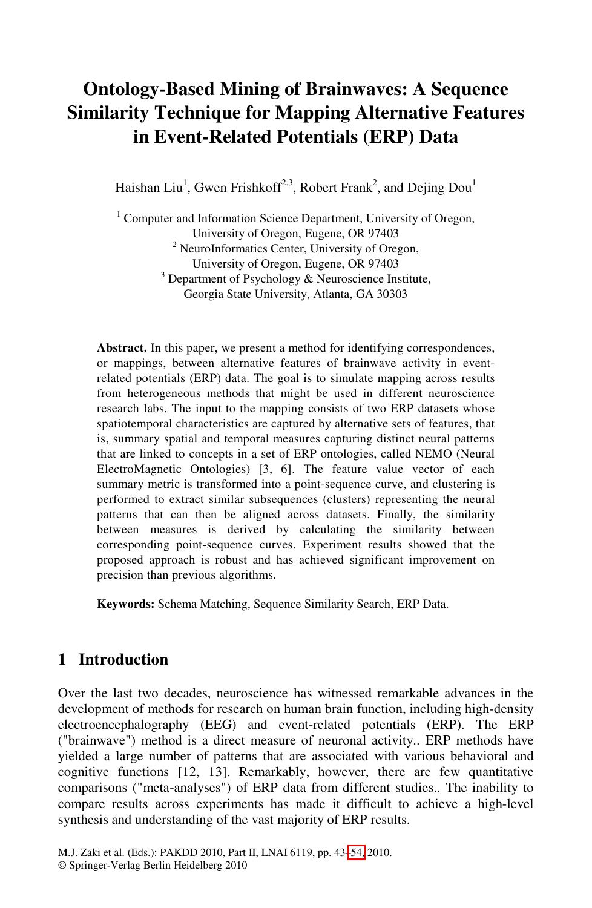# Ontology-Based Mining of Brainwaves: A Sequence Similarity Technique for Mapping Alternative Features in Event-Related Potentials (ERP) Data

Haishan Liu[1], Gwen Frishkoff[2,3], Robert Frank[2], and Dejing Dou[1]

[1] Computer and Information Science Department, University of Oregon, University of Oregon, Eugene, OR 97403
[2] NeuroInformatics Center, University of Oregon, University of Oregon, Eugene, OR 97403
[3] Department of Psychology & Neuroscience Institute, Georgia State University, Atlanta, GA 30303

**Abstract.** In this paper, we present a method for identifying correspondences, or mappings, between alternative features of brainwave activity in event-related potentials (ERP) data. The goal is to simulate mapping across results from heterogeneous methods that might be used in different neuroscience research labs. The input to the mapping consists of two ERP datasets whose spatiotemporal characteristics are captured by alternative sets of features, that is, summary spatial and temporal measures capturing distinct neural patterns that are linked to concepts in a set of ERP ontologies, called NEMO (Neural ElectroMagnetic Ontologies) [3, 6]. The feature value vector of each summary metric is transformed into a point-sequence curve, and clustering is performed to extract similar subsequences (clusters) representing the neural patterns that can then be aligned across datasets. Finally, the similarity between measures is derived by calculating the similarity between corresponding point-sequence curves. Experiment results showed that the proposed approach is robust and has achieved significant improvement on precision than previous algorithms.

**Keywords:** Schema Matching, Sequence Similarity Search, ERP Data.

## 1 Introduction

Over the last two decades, neuroscience has witnessed remarkable advances in the development of methods for research on human brain function, including high-density electroencephalography (EEG) and event-related potentials (ERP). The ERP ("brainwave") method is a direct measure of neuronal activity.. ERP methods have yielded a large number of patterns that are associated with various behavioral and cognitive functions [12, 13]. Remarkably, however, there are few quantitative comparisons ("meta-analyses") of ERP data from different studies.. The inability to compare results across experiments has made it difficult to achieve a high-level synthesis and understanding of the vast majority of ERP results.

M.J. Zaki et al. (Eds.): PAKDD 2010, Part II, LNAI 6119, pp. 43–54, 2010.
© Springer-Verlag Berlin Heidelberg 2010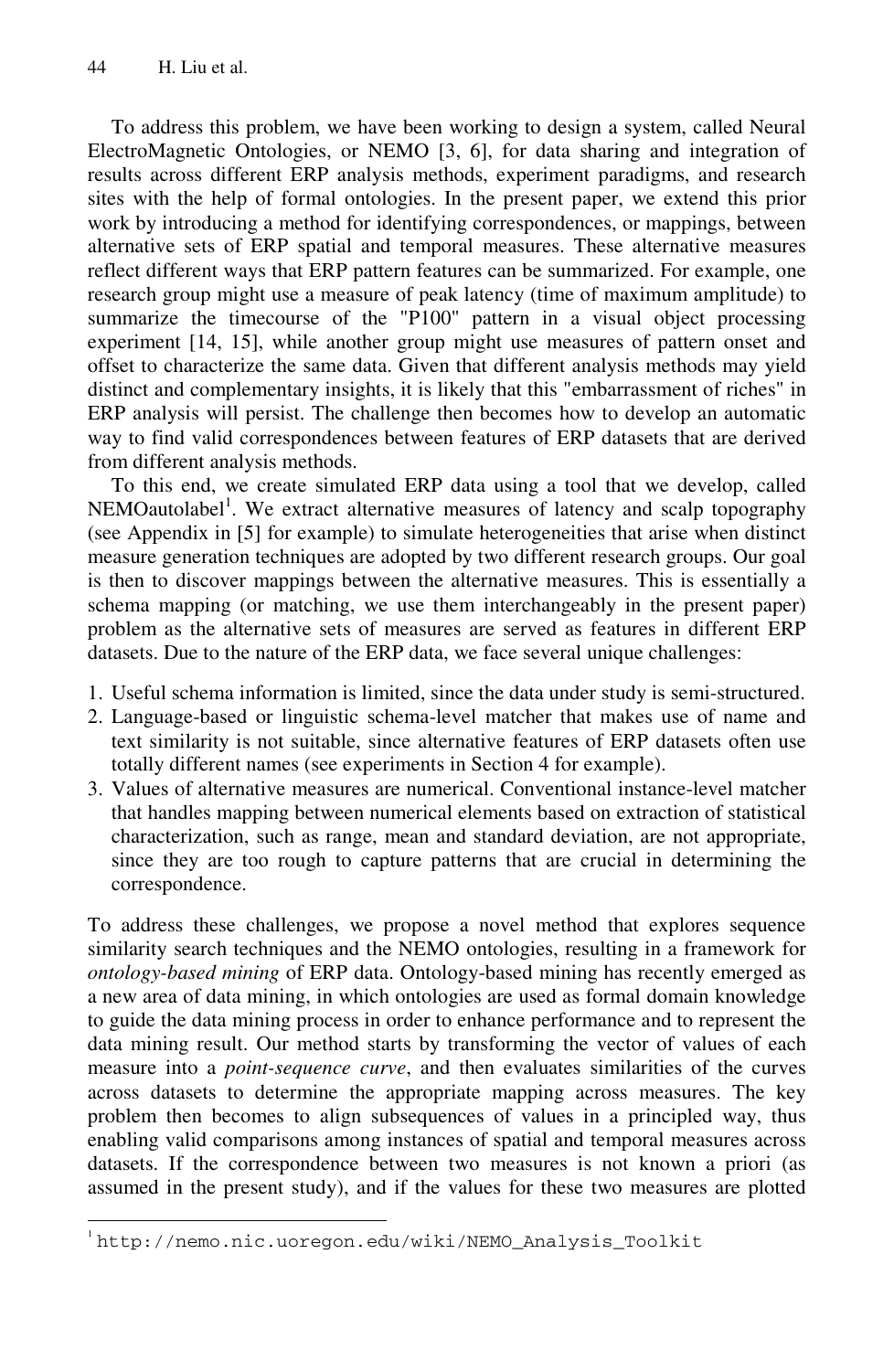To address this problem, we have been working to design a system, called Neural ElectroMagnetic Ontologies, or NEMO [3, 6], for data sharing and integration of results across different ERP analysis methods, experiment paradigms, and research sites with the help of formal ontologies. In the present paper, we extend this prior work by introducing a method for identifying correspondences, or mappings, between alternative sets of ERP spatial and temporal measures. These alternative measures reflect different ways that ERP pattern features can be summarized. For example, one research group might use a measure of peak latency (time of maximum amplitude) to summarize the timecourse of the "P100" pattern in a visual object processing experiment [14, 15], while another group might use measures of pattern onset and offset to characterize the same data. Given that different analysis methods may yield distinct and complementary insights, it is likely that this "embarrassment of riches" in ERP analysis will persist. The challenge then becomes how to develop an automatic way to find valid correspondences between features of ERP datasets that are derived from different analysis methods.

To this end, we create simulated ERP data using a tool that we develop, called NEMOautolabel[1]. We extract alternative measures of latency and scalp topography (see Appendix in [5] for example) to simulate heterogeneities that arise when distinct measure generation techniques are adopted by two different research groups. Our goal is then to discover mappings between the alternative measures. This is essentially a schema mapping (or matching, we use them interchangeably in the present paper) problem as the alternative sets of measures are served as features in different ERP datasets. Due to the nature of the ERP data, we face several unique challenges:

1. Useful schema information is limited, since the data under study is semi-structured.
2. Language-based or linguistic schema-level matcher that makes use of name and text similarity is not suitable, since alternative features of ERP datasets often use totally different names (see experiments in Section 4 for example).
3. Values of alternative measures are numerical. Conventional instance-level matcher that handles mapping between numerical elements based on extraction of statistical characterization, such as range, mean and standard deviation, are not appropriate, since they are too rough to capture patterns that are crucial in determining the correspondence.

To address these challenges, we propose a novel method that explores sequence similarity search techniques and the NEMO ontologies, resulting in a framework for *ontology-based mining* of ERP data. Ontology-based mining has recently emerged as a new area of data mining, in which ontologies are used as formal domain knowledge to guide the data mining process in order to enhance performance and to represent the data mining result. Our method starts by transforming the vector of values of each measure into a *point-sequence curve*, and then evaluates similarities of the curves across datasets to determine the appropriate mapping across measures. The key problem then becomes to align subsequences of values in a principled way, thus enabling valid comparisons among instances of spatial and temporal measures across datasets. If the correspondence between two measures is not known a priori (as assumed in the present study), and if the values for these two measures are plotted

[1] http://nemo.nic.uoregon.edu/wiki/NEMO_Analysis_Toolkit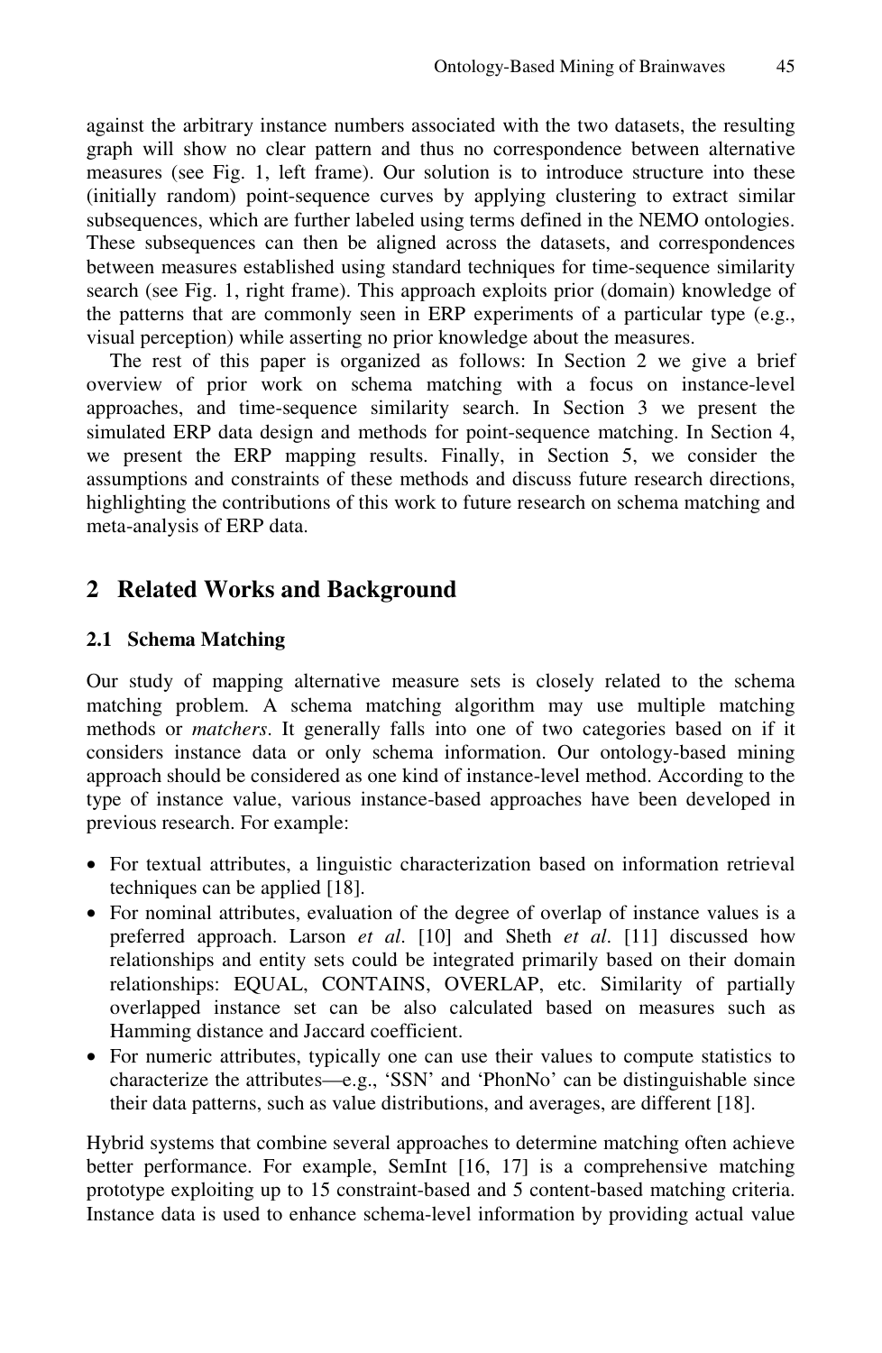against the arbitrary instance numbers associated with the two datasets, the resulting graph will show no clear pattern and thus no correspondence between alternative measures (see Fig. 1, left frame). Our solution is to introduce structure into these (initially random) point-sequence curves by applying clustering to extract similar subsequences, which are further labeled using terms defined in the NEMO ontologies. These subsequences can then be aligned across the datasets, and correspondences between measures established using standard techniques for time-sequence similarity search (see Fig. 1, right frame). This approach exploits prior (domain) knowledge of the patterns that are commonly seen in ERP experiments of a particular type (e.g., visual perception) while asserting no prior knowledge about the measures.

The rest of this paper is organized as follows: In Section 2 we give a brief overview of prior work on schema matching with a focus on instance-level approaches, and time-sequence similarity search. In Section 3 we present the simulated ERP data design and methods for point-sequence matching. In Section 4, we present the ERP mapping results. Finally, in Section 5, we consider the assumptions and constraints of these methods and discuss future research directions, highlighting the contributions of this work to future research on schema matching and meta-analysis of ERP data.

## 2 Related Works and Background

### 2.1 Schema Matching

Our study of mapping alternative measure sets is closely related to the schema matching problem. A schema matching algorithm may use multiple matching methods or *matchers*. It generally falls into one of two categories based on if it considers instance data or only schema information. Our ontology-based mining approach should be considered as one kind of instance-level method. According to the type of instance value, various instance-based approaches have been developed in previous research. For example:

- For textual attributes, a linguistic characterization based on information retrieval techniques can be applied [18].
- For nominal attributes, evaluation of the degree of overlap of instance values is a preferred approach. Larson *et al*. [10] and Sheth *et al*. [11] discussed how relationships and entity sets could be integrated primarily based on their domain relationships: EQUAL, CONTAINS, OVERLAP, etc. Similarity of partially overlapped instance set can be also calculated based on measures such as Hamming distance and Jaccard coefficient.
- For numeric attributes, typically one can use their values to compute statistics to characterize the attributes—e.g., 'SSN' and 'PhonNo' can be distinguishable since their data patterns, such as value distributions, and averages, are different [18].

Hybrid systems that combine several approaches to determine matching often achieve better performance. For example, SemInt [16, 17] is a comprehensive matching prototype exploiting up to 15 constraint-based and 5 content-based matching criteria. Instance data is used to enhance schema-level information by providing actual value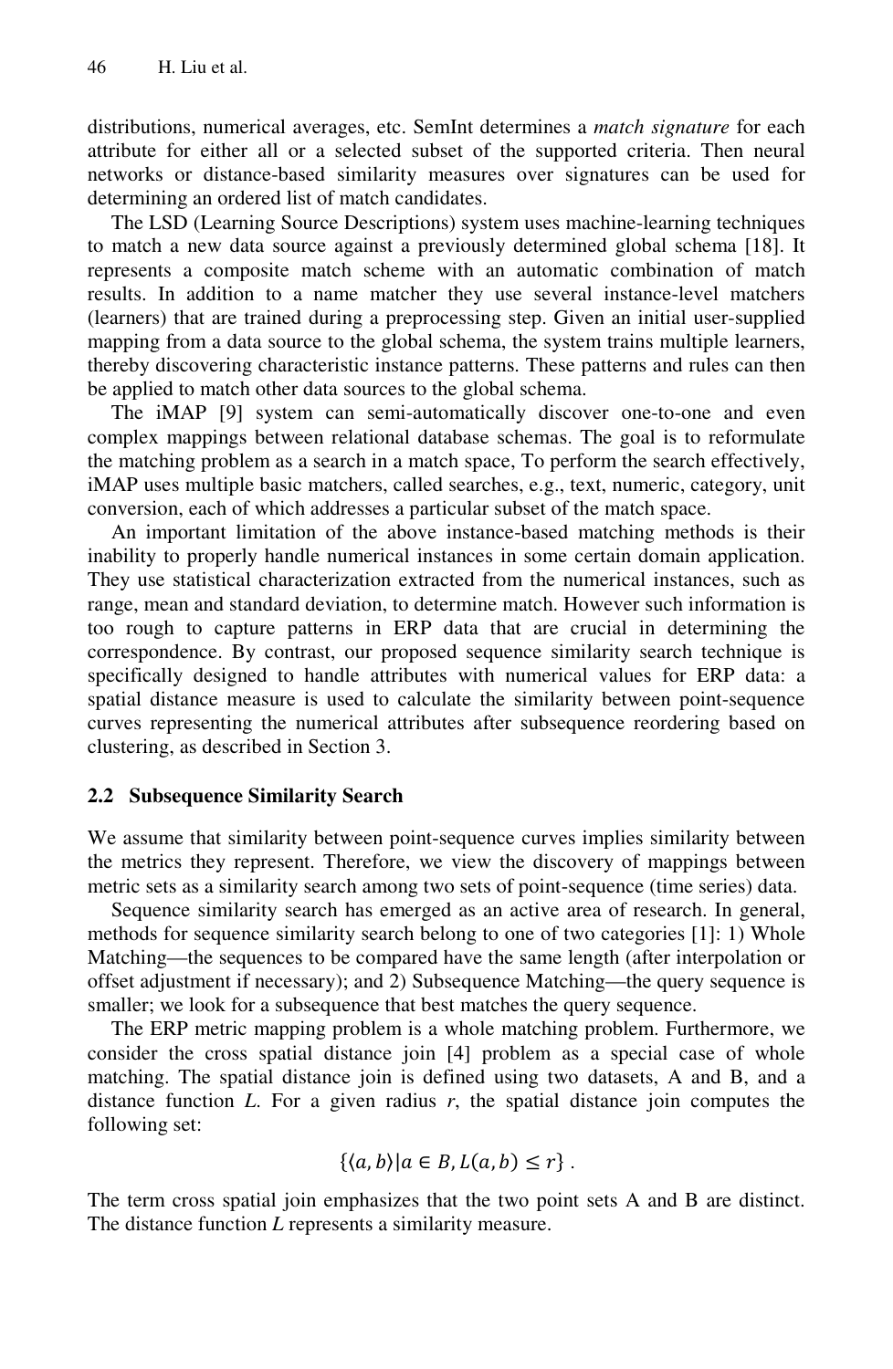distributions, numerical averages, etc. SemInt determines a *match signature* for each attribute for either all or a selected subset of the supported criteria. Then neural networks or distance-based similarity measures over signatures can be used for determining an ordered list of match candidates.

The LSD (Learning Source Descriptions) system uses machine-learning techniques to match a new data source against a previously determined global schema [18]. It represents a composite match scheme with an automatic combination of match results. In addition to a name matcher they use several instance-level matchers (learners) that are trained during a preprocessing step. Given an initial user-supplied mapping from a data source to the global schema, the system trains multiple learners, thereby discovering characteristic instance patterns. These patterns and rules can then be applied to match other data sources to the global schema.

The iMAP [9] system can semi-automatically discover one-to-one and even complex mappings between relational database schemas. The goal is to reformulate the matching problem as a search in a match space, To perform the search effectively, iMAP uses multiple basic matchers, called searches, e.g., text, numeric, category, unit conversion, each of which addresses a particular subset of the match space.

An important limitation of the above instance-based matching methods is their inability to properly handle numerical instances in some certain domain application. They use statistical characterization extracted from the numerical instances, such as range, mean and standard deviation, to determine match. However such information is too rough to capture patterns in ERP data that are crucial in determining the correspondence. By contrast, our proposed sequence similarity search technique is specifically designed to handle attributes with numerical values for ERP data: a spatial distance measure is used to calculate the similarity between point-sequence curves representing the numerical attributes after subsequence reordering based on clustering, as described in Section 3.

### 2.2 Subsequence Similarity Search

We assume that similarity between point-sequence curves implies similarity between the metrics they represent. Therefore, we view the discovery of mappings between metric sets as a similarity search among two sets of point-sequence (time series) data.

Sequence similarity search has emerged as an active area of research. In general, methods for sequence similarity search belong to one of two categories [1]: 1) Whole Matching—the sequences to be compared have the same length (after interpolation or offset adjustment if necessary); and 2) Subsequence Matching—the query sequence is smaller; we look for a subsequence that best matches the query sequence.

The ERP metric mapping problem is a whole matching problem. Furthermore, we consider the cross spatial distance join [4] problem as a special case of whole matching. The spatial distance join is defined using two datasets, A and B, and a distance function *L*. For a given radius *r*, the spatial distance join computes the following set:

$$\{\langle a, b\rangle | a \in B, L(a, b) \leq r\} .$$

The term cross spatial join emphasizes that the two point sets A and B are distinct. The distance function *L* represents a similarity measure.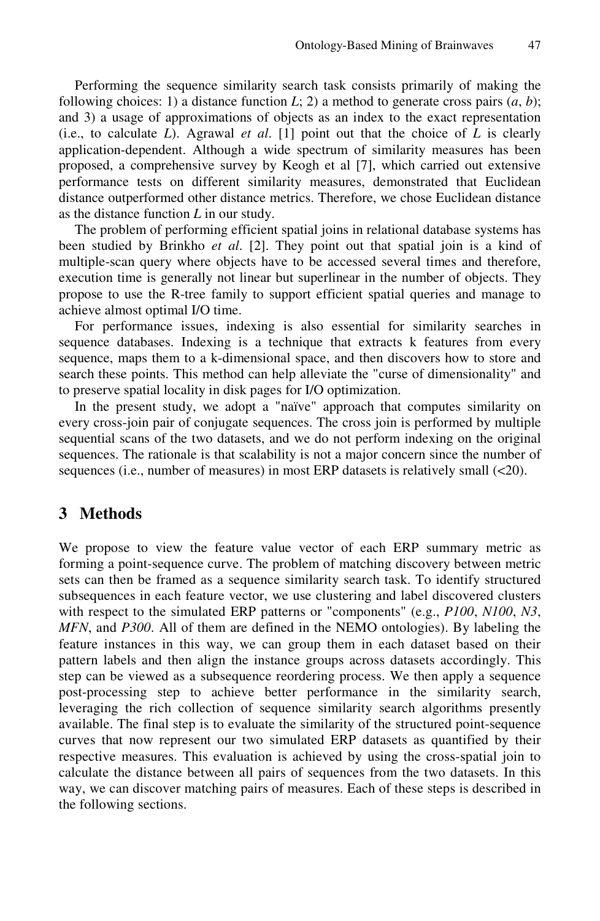Performing the sequence similarity search task consists primarily of making the following choices: 1) a distance function $L$; 2) a method to generate cross pairs $(a, b)$; and 3) a usage of approximations of objects as an index to the exact representation (i.e., to calculate $L$). Agrawal *et al*. [1] point out that the choice of $L$ is clearly application-dependent. Although a wide spectrum of similarity measures has been proposed, a comprehensive survey by Keogh et al [7], which carried out extensive performance tests on different similarity measures, demonstrated that Euclidean distance outperformed other distance metrics. Therefore, we chose Euclidean distance as the distance function $L$ in our study.

The problem of performing efficient spatial joins in relational database systems has been studied by Brinkho *et al*. [2]. They point out that spatial join is a kind of multiple-scan query where objects have to be accessed several times and therefore, execution time is generally not linear but superlinear in the number of objects. They propose to use the R-tree family to support efficient spatial queries and manage to achieve almost optimal I/O time.

For performance issues, indexing is also essential for similarity searches in sequence databases. Indexing is a technique that extracts k features from every sequence, maps them to a k-dimensional space, and then discovers how to store and search these points. This method can help alleviate the "curse of dimensionality" and to preserve spatial locality in disk pages for I/O optimization.

In the present study, we adopt a "naïve" approach that computes similarity on every cross-join pair of conjugate sequences. The cross join is performed by multiple sequential scans of the two datasets, and we do not perform indexing on the original sequences. The rationale is that scalability is not a major concern since the number of sequences (i.e., number of measures) in most ERP datasets is relatively small (<20).

## 3 Methods

We propose to view the feature value vector of each ERP summary metric as forming a point-sequence curve. The problem of matching discovery between metric sets can then be framed as a sequence similarity search task. To identify structured subsequences in each feature vector, we use clustering and label discovered clusters with respect to the simulated ERP patterns or "components" (e.g., *P100*, *N100*, *N3*, *MFN*, and *P300*. All of them are defined in the NEMO ontologies). By labeling the feature instances in this way, we can group them in each dataset based on their pattern labels and then align the instance groups across datasets accordingly. This step can be viewed as a subsequence reordering process. We then apply a sequence post-processing step to achieve better performance in the similarity search, leveraging the rich collection of sequence similarity search algorithms presently available. The final step is to evaluate the similarity of the structured point-sequence curves that now represent our two simulated ERP datasets as quantified by their respective measures. This evaluation is achieved by using the cross-spatial join to calculate the distance between all pairs of sequences from the two datasets. In this way, we can discover matching pairs of measures. Each of these steps is described in the following sections.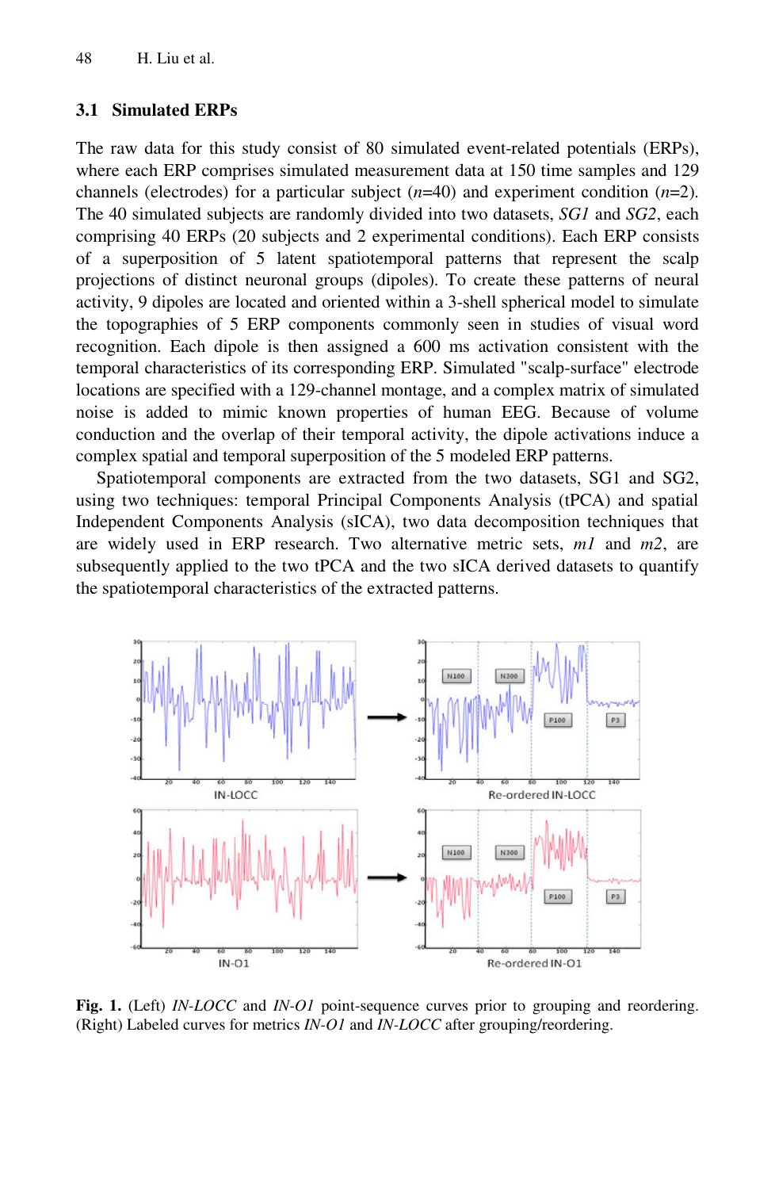### 3.1 Simulated ERPs

The raw data for this study consist of 80 simulated event-related potentials (ERPs), where each ERP comprises simulated measurement data at 150 time samples and 129 channels (electrodes) for a particular subject ($n$=40) and experiment condition ($n$=2). The 40 simulated subjects are randomly divided into two datasets, *SG1* and *SG2*, each comprising 40 ERPs (20 subjects and 2 experimental conditions). Each ERP consists of a superposition of 5 latent spatiotemporal patterns that represent the scalp projections of distinct neuronal groups (dipoles). To create these patterns of neural activity, 9 dipoles are located and oriented within a 3-shell spherical model to simulate the topographies of 5 ERP components commonly seen in studies of visual word recognition. Each dipole is then assigned a 600 ms activation consistent with the temporal characteristics of its corresponding ERP. Simulated "scalp-surface" electrode locations are specified with a 129-channel montage, and a complex matrix of simulated noise is added to mimic known properties of human EEG. Because of volume conduction and the overlap of their temporal activity, the dipole activations induce a complex spatial and temporal superposition of the 5 modeled ERP patterns.

Spatiotemporal components are extracted from the two datasets, SG1 and SG2, using two techniques: temporal Principal Components Analysis (tPCA) and spatial Independent Components Analysis (sICA), two data decomposition techniques that are widely used in ERP research. Two alternative metric sets, *m1* and *m2*, are subsequently applied to the two tPCA and the two sICA derived datasets to quantify the spatiotemporal characteristics of the extracted patterns.

**Fig. 1.** (Left) *IN-LOCC* and *IN-O1* point-sequence curves prior to grouping and reordering. (Right) Labeled curves for metrics *IN-O1* and *IN-LOCC* after grouping/reordering.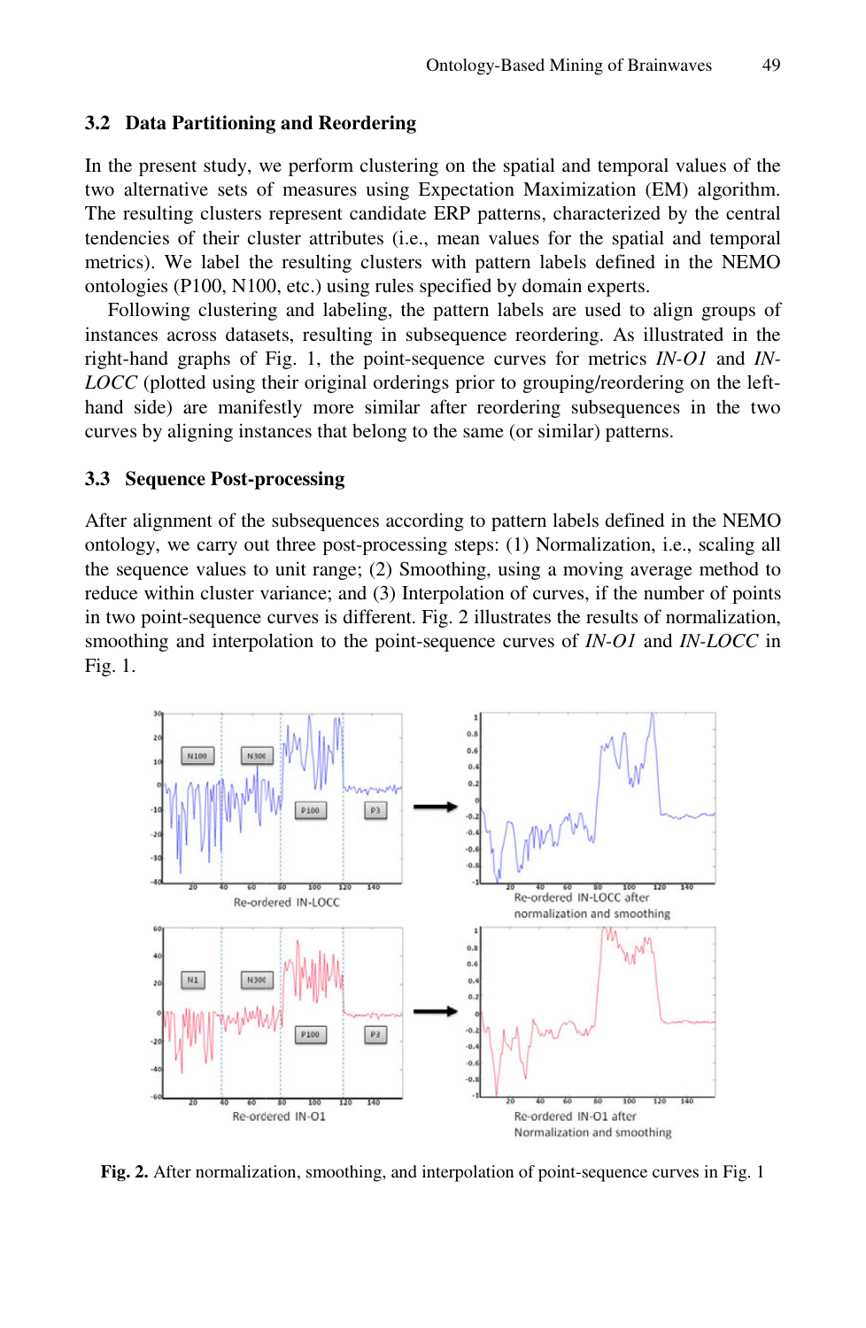### 3.2 Data Partitioning and Reordering

In the present study, we perform clustering on the spatial and temporal values of the two alternative sets of measures using Expectation Maximization (EM) algorithm. The resulting clusters represent candidate ERP patterns, characterized by the central tendencies of their cluster attributes (i.e., mean values for the spatial and temporal metrics). We label the resulting clusters with pattern labels defined in the NEMO ontologies (P100, N100, etc.) using rules specified by domain experts.

Following clustering and labeling, the pattern labels are used to align groups of instances across datasets, resulting in subsequence reordering. As illustrated in the right-hand graphs of Fig. 1, the point-sequence curves for metrics *IN-O1* and *IN-LOCC* (plotted using their original orderings prior to grouping/reordering on the left-hand side) are manifestly more similar after reordering subsequences in the two curves by aligning instances that belong to the same (or similar) patterns.

### 3.3 Sequence Post-processing

After alignment of the subsequences according to pattern labels defined in the NEMO ontology, we carry out three post-processing steps: (1) Normalization, i.e., scaling all the sequence values to unit range; (2) Smoothing, using a moving average method to reduce within cluster variance; and (3) Interpolation of curves, if the number of points in two point-sequence curves is different. Fig. 2 illustrates the results of normalization, smoothing and interpolation to the point-sequence curves of *IN-O1* and *IN-LOCC* in Fig. 1.

**Fig. 2.** After normalization, smoothing, and interpolation of point-sequence curves in Fig. 1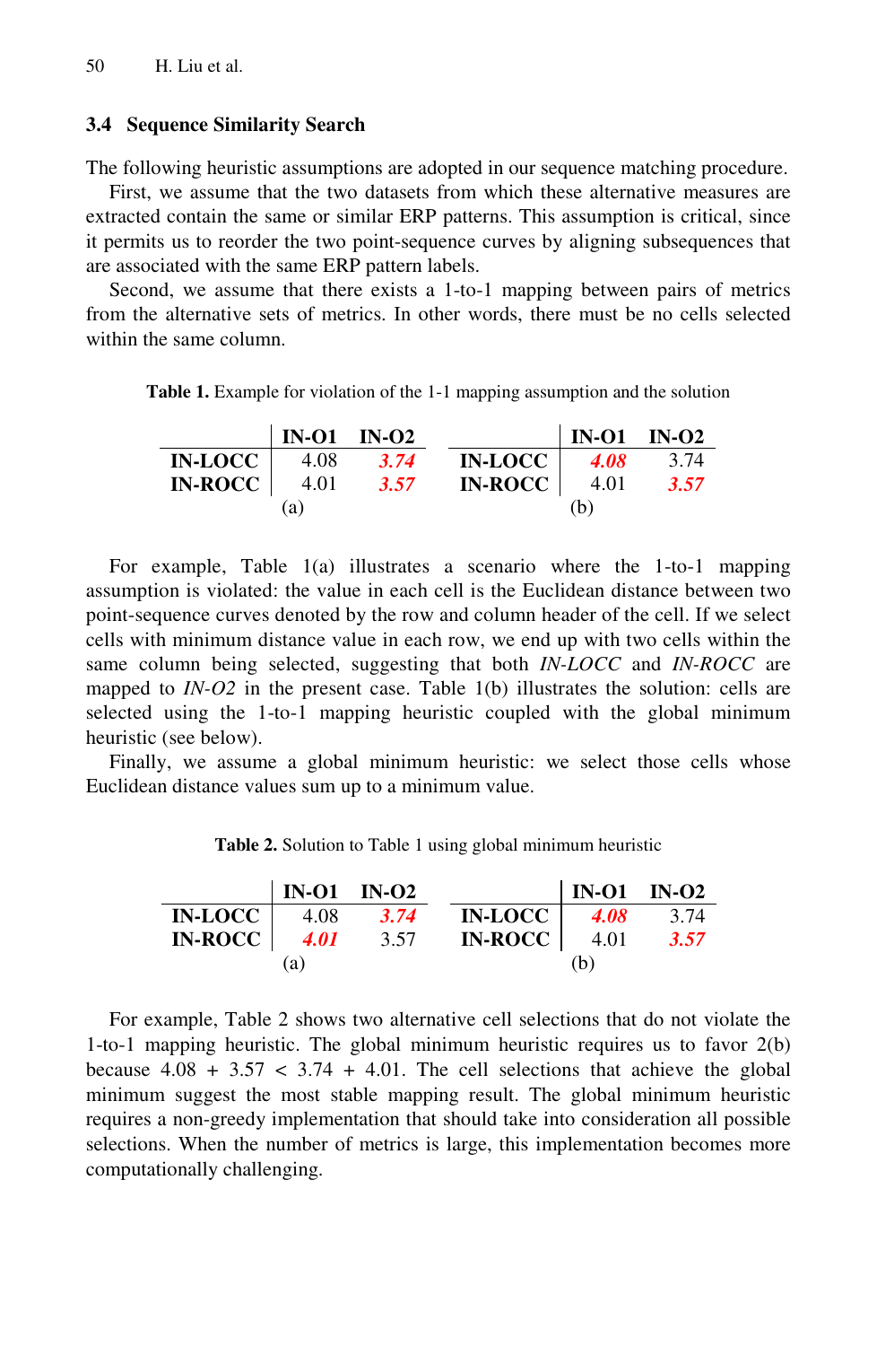### 3.4 Sequence Similarity Search

The following heuristic assumptions are adopted in our sequence matching procedure.

First, we assume that the two datasets from which these alternative measures are extracted contain the same or similar ERP patterns. This assumption is critical, since it permits us to reorder the two point-sequence curves by aligning subsequences that are associated with the same ERP pattern labels.

Second, we assume that there exists a 1-to-1 mapping between pairs of metrics from the alternative sets of metrics. In other words, there must be no cells selected within the same column.

**Table 1.** Example for violation of the 1-1 mapping assumption and the solution

(a)

| | IN-O1 | IN-O2 |
|---|---|---|
| **IN-LOCC** | 4.08 | ***3.74*** |
| **IN-ROCC** | 4.01 | ***3.57*** |

(b)

| | IN-O1 | IN-O2 |
|---|---|---|
| **IN-LOCC** | ***4.08*** | 3.74 |
| **IN-ROCC** | 4.01 | ***3.57*** |

For example, Table 1(a) illustrates a scenario where the 1-to-1 mapping assumption is violated: the value in each cell is the Euclidean distance between two point-sequence curves denoted by the row and column header of the cell. If we select cells with minimum distance value in each row, we end up with two cells within the same column being selected, suggesting that both *IN-LOCC* and *IN-ROCC* are mapped to *IN-O2* in the present case. Table 1(b) illustrates the solution: cells are selected using the 1-to-1 mapping heuristic coupled with the global minimum heuristic (see below).

Finally, we assume a global minimum heuristic: we select those cells whose Euclidean distance values sum up to a minimum value.

**Table 2.** Solution to Table 1 using global minimum heuristic

(a)

| | IN-O1 | IN-O2 |
|---|---|---|
| **IN-LOCC** | 4.08 | ***3.74*** |
| **IN-ROCC** | ***4.01*** | 3.57 |

(b)

| | IN-O1 | IN-O2 |
|---|---|---|
| **IN-LOCC** | ***4.08*** | 3.74 |
| **IN-ROCC** | 4.01 | ***3.57*** |

For example, Table 2 shows two alternative cell selections that do not violate the 1-to-1 mapping heuristic. The global minimum heuristic requires us to favor 2(b) because $4.08 + 3.57 < 3.74 + 4.01$. The cell selections that achieve the global minimum suggest the most stable mapping result. The global minimum heuristic requires a non-greedy implementation that should take into consideration all possible selections. When the number of metrics is large, this implementation becomes more computationally challenging.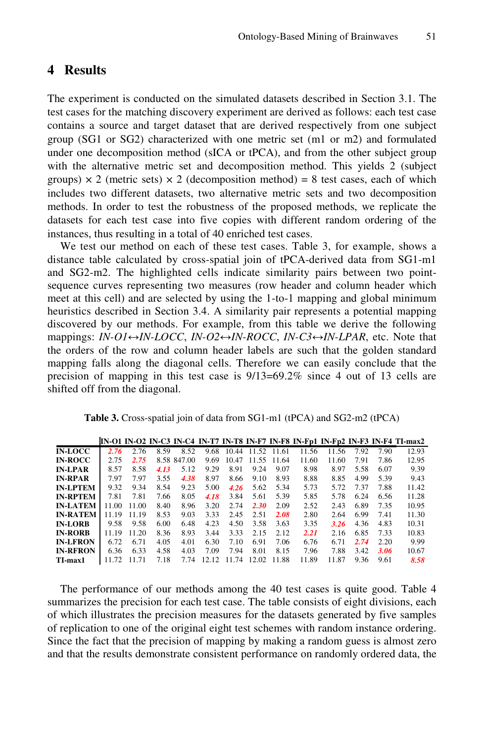## 4 Results

The experiment is conducted on the simulated datasets described in Section 3.1. The test cases for the matching discovery experiment are derived as follows: each test case contains a source and target dataset that are derived respectively from one subject group (SG1 or SG2) characterized with one metric set (m1 or m2) and formulated under one decomposition method (sICA or tPCA), and from the other subject group with the alternative metric set and decomposition method. This yields 2 (subject groups) × 2 (metric sets) × 2 (decomposition method) = 8 test cases, each of which includes two different datasets, two alternative metric sets and two decomposition methods. In order to test the robustness of the proposed methods, we replicate the datasets for each test case into five copies with different random ordering of the instances, thus resulting in a total of 40 enriched test cases.

We test our method on each of these test cases. Table 3, for example, shows a distance table calculated by cross-spatial join of tPCA-derived data from SG1-m1 and SG2-m2. The highlighted cells indicate similarity pairs between two point-sequence curves representing two measures (row header and column header which meet at this cell) and are selected by using the 1-to-1 mapping and global minimum heuristics described in Section 3.4. A similarity pair represents a potential mapping discovered by our methods. For example, from this table we derive the following mappings: *IN-O1↔IN-LOCC*, *IN-O2↔IN-ROCC*, *IN-C3↔IN-LPAR*, etc. Note that the orders of the row and column header labels are such that the golden standard mapping falls along the diagonal cells. Therefore we can easily conclude that the precision of mapping in this test case is 9/13=69.2% since 4 out of 13 cells are shifted off from the diagonal.

**Table 3.** Cross-spatial join of data from SG1-m1 (tPCA) and SG2-m2 (tPCA)

| | IN-O1 | IN-O2 | IN-C3 | IN-C4 | IN-T7 | IN-T8 | IN-F7 | IN-F8 | IN-Fp1 | IN-Fp2 | IN-F3 | IN-F4 | TI-max2 |
|---|---|---|---|---|---|---|---|---|---|---|---|---|---|
| **IN-LOCC** | ***2.76*** | 2.76 | 8.59 | 8.52 | 9.68 | 10.44 | 11.52 | 11.61 | 11.56 | 11.56 | 7.92 | 7.90 | 12.93 |
| **IN-ROCC** | 2.75 | ***2.75*** | 8.58 | 847.00 | 9.69 | 10.47 | 11.55 | 11.64 | 11.60 | 11.60 | 7.91 | 7.86 | 12.95 |
| **IN-LPAR** | 8.57 | 8.58 | ***4.13*** | 5.12 | 9.29 | 8.91 | 9.24 | 9.07 | 8.98 | 8.97 | 5.58 | 6.07 | 9.39 |
| **IN-RPAR** | 7.97 | 7.97 | 3.55 | ***4.38*** | 8.97 | 8.66 | 9.10 | 8.93 | 8.88 | 8.85 | 4.99 | 5.39 | 9.43 |
| **IN-LPTEM** | 9.32 | 9.34 | 8.54 | 9.23 | 5.00 | ***4.26*** | 5.62 | 5.34 | 5.73 | 5.72 | 7.37 | 7.88 | 11.42 |
| **IN-RPTEM** | 7.81 | 7.81 | 7.66 | 8.05 | ***4.18*** | 3.84 | 5.61 | 5.39 | 5.85 | 5.78 | 6.24 | 6.56 | 11.28 |
| **IN-LATEM** | 11.00 | 11.00 | 8.40 | 8.96 | 3.20 | 2.74 | ***2.30*** | 2.09 | 2.52 | 2.43 | 6.89 | 7.35 | 10.95 |
| **IN-RATEM** | 11.19 | 11.19 | 8.53 | 9.03 | 3.33 | 2.45 | 2.51 | ***2.08*** | 2.80 | 2.64 | 6.99 | 7.41 | 11.30 |
| **IN-LORB** | 9.58 | 9.58 | 6.00 | 6.48 | 4.23 | 4.50 | 3.58 | 3.63 | 3.35 | ***3.26*** | 4.36 | 4.83 | 10.31 |
| **IN-RORB** | 11.19 | 11.20 | 8.36 | 8.93 | 3.44 | 3.33 | 2.15 | 2.12 | ***2.21*** | 2.16 | 6.85 | 7.33 | 10.83 |
| **IN-LFRON** | 6.72 | 6.71 | 4.05 | 4.01 | 6.30 | 7.10 | 6.91 | 7.06 | 6.76 | 6.71 | ***2.74*** | 2.20 | 9.99 |
| **IN-RFRON** | 6.36 | 6.33 | 4.58 | 4.03 | 7.09 | 7.94 | 8.01 | 8.15 | 7.96 | 7.88 | 3.42 | ***3.06*** | 10.67 |
| **TI-max1** | 11.72 | 11.71 | 7.18 | 7.74 | 12.12 | 11.74 | 12.02 | 11.88 | 11.89 | 11.87 | 9.36 | 9.61 | ***8.58*** |

The performance of our methods among the 40 test cases is quite good. Table 4 summarizes the precision for each test case. The table consists of eight divisions, each of which illustrates the precision measures for the datasets generated by five samples of replication to one of the original eight test schemes with random instance ordering. Since the fact that the precision of mapping by making a random guess is almost zero and that the results demonstrate consistent performance on randomly ordered data, the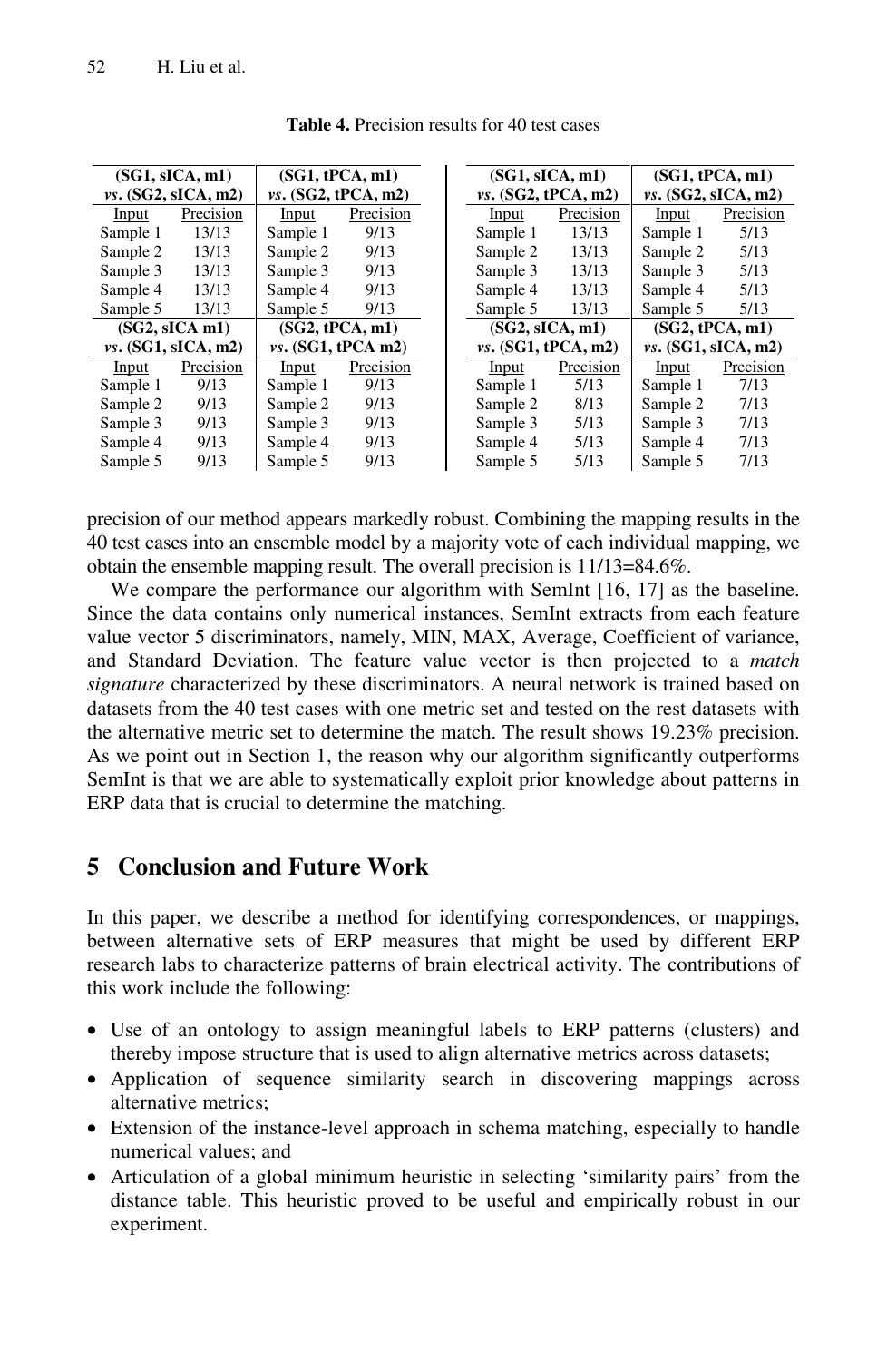**Table 4.** Precision results for 40 test cases

| (SG1, sICA, m1) *vs*. (SG2, sICA, m2) | | (SG1, tPCA, m1) *vs*. (SG2, tPCA, m2) | | (SG1, sICA, m1) *vs*. (SG2, tPCA, m2) | | (SG1, tPCA, m1) *vs*. (SG2, sICA, m2) | |
|---|---|---|---|---|---|---|---|
| Input | Precision | Input | Precision | Input | Precision | Input | Precision |
| Sample 1 | 13/13 | Sample 1 | 9/13 | Sample 1 | 13/13 | Sample 1 | 5/13 |
| Sample 2 | 13/13 | Sample 2 | 9/13 | Sample 2 | 13/13 | Sample 2 | 5/13 |
| Sample 3 | 13/13 | Sample 3 | 9/13 | Sample 3 | 13/13 | Sample 3 | 5/13 |
| Sample 4 | 13/13 | Sample 4 | 9/13 | Sample 4 | 13/13 | Sample 4 | 5/13 |
| Sample 5 | 13/13 | Sample 5 | 9/13 | Sample 5 | 13/13 | Sample 5 | 5/13 |
| **(SG2, sICA m1) *vs*. (SG1, sICA, m2)** | | **(SG2, tPCA, m1) *vs*. (SG1, tPCA m2)** | | **(SG2, sICA, m1) *vs*. (SG1, tPCA, m2)** | | **(SG2, tPCA, m1) *vs*. (SG1, sICA, m2)** | |
| Input | Precision | Input | Precision | Input | Precision | Input | Precision |
| Sample 1 | 9/13 | Sample 1 | 9/13 | Sample 1 | 5/13 | Sample 1 | 7/13 |
| Sample 2 | 9/13 | Sample 2 | 9/13 | Sample 2 | 8/13 | Sample 2 | 7/13 |
| Sample 3 | 9/13 | Sample 3 | 9/13 | Sample 3 | 5/13 | Sample 3 | 7/13 |
| Sample 4 | 9/13 | Sample 4 | 9/13 | Sample 4 | 5/13 | Sample 4 | 7/13 |
| Sample 5 | 9/13 | Sample 5 | 9/13 | Sample 5 | 5/13 | Sample 5 | 7/13 |

precision of our method appears markedly robust. Combining the mapping results in the 40 test cases into an ensemble model by a majority vote of each individual mapping, we obtain the ensemble mapping result. The overall precision is 11/13=84.6%.

We compare the performance our algorithm with SemInt [16, 17] as the baseline. Since the data contains only numerical instances, SemInt extracts from each feature value vector 5 discriminators, namely, MIN, MAX, Average, Coefficient of variance, and Standard Deviation. The feature value vector is then projected to a *match signature* characterized by these discriminators. A neural network is trained based on datasets from the 40 test cases with one metric set and tested on the rest datasets with the alternative metric set to determine the match. The result shows 19.23% precision. As we point out in Section 1, the reason why our algorithm significantly outperforms SemInt is that we are able to systematically exploit prior knowledge about patterns in ERP data that is crucial to determine the matching.

## 5 Conclusion and Future Work

In this paper, we describe a method for identifying correspondences, or mappings, between alternative sets of ERP measures that might be used by different ERP research labs to characterize patterns of brain electrical activity. The contributions of this work include the following:

- Use of an ontology to assign meaningful labels to ERP patterns (clusters) and thereby impose structure that is used to align alternative metrics across datasets;
- Application of sequence similarity search in discovering mappings across alternative metrics;
- Extension of the instance-level approach in schema matching, especially to handle numerical values; and
- Articulation of a global minimum heuristic in selecting 'similarity pairs' from the distance table. This heuristic proved to be useful and empirically robust in our experiment.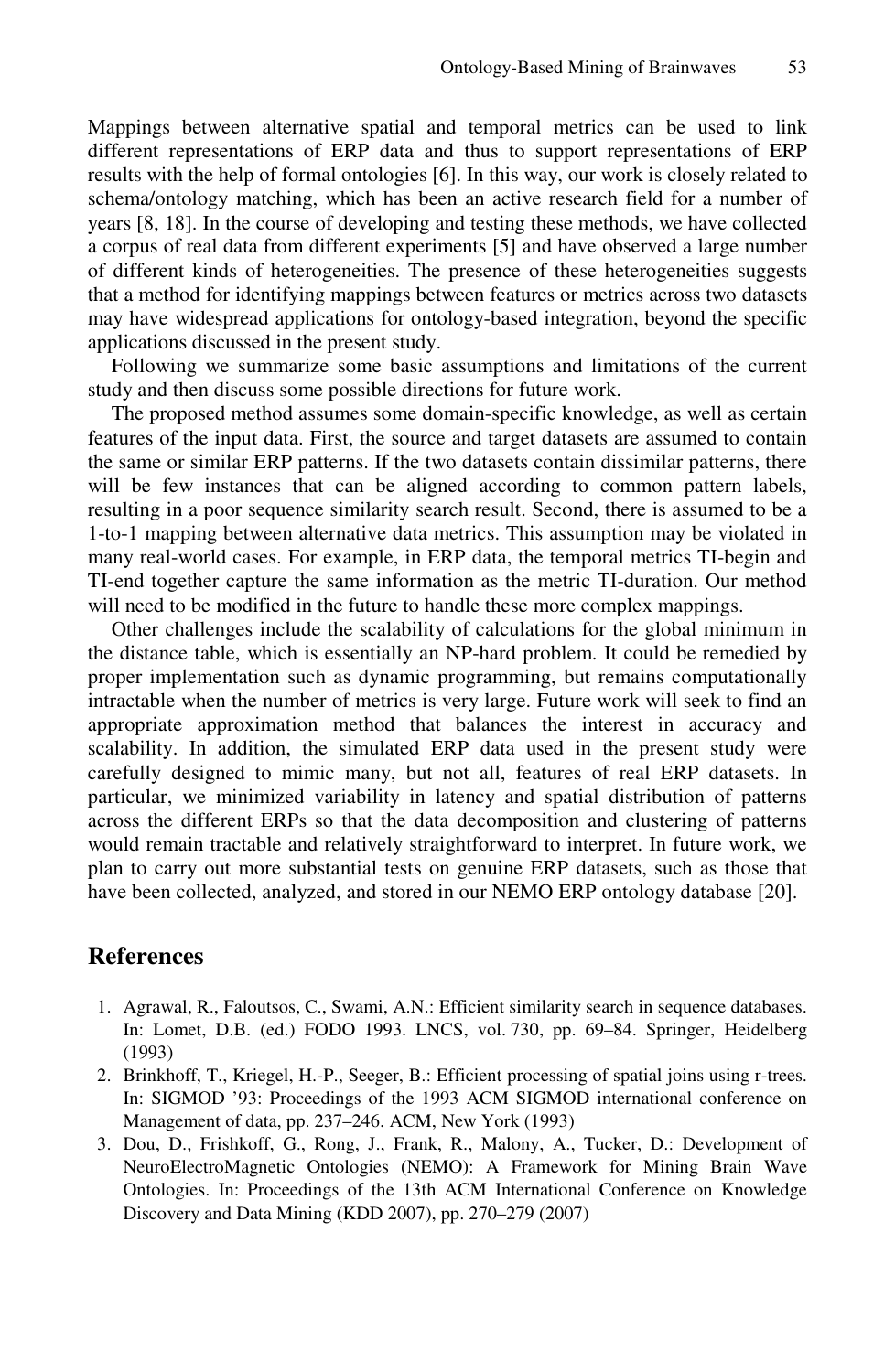Mappings between alternative spatial and temporal metrics can be used to link different representations of ERP data and thus to support representations of ERP results with the help of formal ontologies [6]. In this way, our work is closely related to schema/ontology matching, which has been an active research field for a number of years [8, 18]. In the course of developing and testing these methods, we have collected a corpus of real data from different experiments [5] and have observed a large number of different kinds of heterogeneities. The presence of these heterogeneities suggests that a method for identifying mappings between features or metrics across two datasets may have widespread applications for ontology-based integration, beyond the specific applications discussed in the present study.

Following we summarize some basic assumptions and limitations of the current study and then discuss some possible directions for future work.

The proposed method assumes some domain-specific knowledge, as well as certain features of the input data. First, the source and target datasets are assumed to contain the same or similar ERP patterns. If the two datasets contain dissimilar patterns, there will be few instances that can be aligned according to common pattern labels, resulting in a poor sequence similarity search result. Second, there is assumed to be a 1-to-1 mapping between alternative data metrics. This assumption may be violated in many real-world cases. For example, in ERP data, the temporal metrics TI-begin and TI-end together capture the same information as the metric TI-duration. Our method will need to be modified in the future to handle these more complex mappings.

Other challenges include the scalability of calculations for the global minimum in the distance table, which is essentially an NP-hard problem. It could be remedied by proper implementation such as dynamic programming, but remains computationally intractable when the number of metrics is very large. Future work will seek to find an appropriate approximation method that balances the interest in accuracy and scalability. In addition, the simulated ERP data used in the present study were carefully designed to mimic many, but not all, features of real ERP datasets. In particular, we minimized variability in latency and spatial distribution of patterns across the different ERPs so that the data decomposition and clustering of patterns would remain tractable and relatively straightforward to interpret. In future work, we plan to carry out more substantial tests on genuine ERP datasets, such as those that have been collected, analyzed, and stored in our NEMO ERP ontology database [20].

## References

1. Agrawal, R., Faloutsos, C., Swami, A.N.: Efficient similarity search in sequence databases. In: Lomet, D.B. (ed.) FODO 1993. LNCS, vol. 730, pp. 69–84. Springer, Heidelberg (1993)
2. Brinkhoff, T., Kriegel, H.-P., Seeger, B.: Efficient processing of spatial joins using r-trees. In: SIGMOD '93: Proceedings of the 1993 ACM SIGMOD international conference on Management of data, pp. 237–246. ACM, New York (1993)
3. Dou, D., Frishkoff, G., Rong, J., Frank, R., Malony, A., Tucker, D.: Development of NeuroElectroMagnetic Ontologies (NEMO): A Framework for Mining Brain Wave Ontologies. In: Proceedings of the 13th ACM International Conference on Knowledge Discovery and Data Mining (KDD 2007), pp. 270–279 (2007)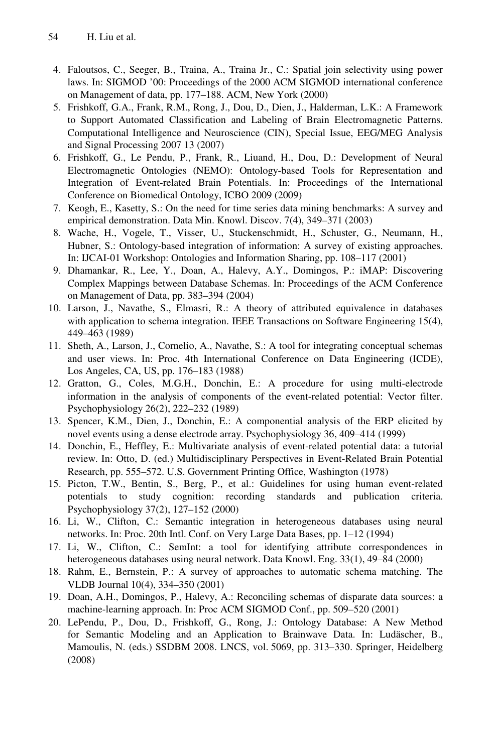4. Faloutsos, C., Seeger, B., Traina, A., Traina Jr., C.: Spatial join selectivity using power laws. In: SIGMOD '00: Proceedings of the 2000 ACM SIGMOD international conference on Management of data, pp. 177–188. ACM, New York (2000)
5. Frishkoff, G.A., Frank, R.M., Rong, J., Dou, D., Dien, J., Halderman, L.K.: A Framework to Support Automated Classification and Labeling of Brain Electromagnetic Patterns. Computational Intelligence and Neuroscience (CIN), Special Issue, EEG/MEG Analysis and Signal Processing 2007 13 (2007)
6. Frishkoff, G., Le Pendu, P., Frank, R., Liuand, H., Dou, D.: Development of Neural Electromagnetic Ontologies (NEMO): Ontology-based Tools for Representation and Integration of Event-related Brain Potentials. In: Proceedings of the International Conference on Biomedical Ontology, ICBO 2009 (2009)
7. Keogh, E., Kasetty, S.: On the need for time series data mining benchmarks: A survey and empirical demonstration. Data Min. Knowl. Discov. 7(4), 349–371 (2003)
8. Wache, H., Vogele, T., Visser, U., Stuckenschmidt, H., Schuster, G., Neumann, H., Hubner, S.: Ontology-based integration of information: A survey of existing approaches. In: IJCAI-01 Workshop: Ontologies and Information Sharing, pp. 108–117 (2001)
9. Dhamankar, R., Lee, Y., Doan, A., Halevy, A.Y., Domingos, P.: iMAP: Discovering Complex Mappings between Database Schemas. In: Proceedings of the ACM Conference on Management of Data, pp. 383–394 (2004)
10. Larson, J., Navathe, S., Elmasri, R.: A theory of attributed equivalence in databases with application to schema integration. IEEE Transactions on Software Engineering 15(4), 449–463 (1989)
11. Sheth, A., Larson, J., Cornelio, A., Navathe, S.: A tool for integrating conceptual schemas and user views. In: Proc. 4th International Conference on Data Engineering (ICDE), Los Angeles, CA, US, pp. 176–183 (1988)
12. Gratton, G., Coles, M.G.H., Donchin, E.: A procedure for using multi-electrode information in the analysis of components of the event-related potential: Vector filter. Psychophysiology 26(2), 222–232 (1989)
13. Spencer, K.M., Dien, J., Donchin, E.: A componential analysis of the ERP elicited by novel events using a dense electrode array. Psychophysiology 36, 409–414 (1999)
14. Donchin, E., Heffley, E.: Multivariate analysis of event-related potential data: a tutorial review. In: Otto, D. (ed.) Multidisciplinary Perspectives in Event-Related Brain Potential Research, pp. 555–572. U.S. Government Printing Office, Washington (1978)
15. Picton, T.W., Bentin, S., Berg, P., et al.: Guidelines for using human event-related potentials to study cognition: recording standards and publication criteria. Psychophysiology 37(2), 127–152 (2000)
16. Li, W., Clifton, C.: Semantic integration in heterogeneous databases using neural networks. In: Proc. 20th Intl. Conf. on Very Large Data Bases, pp. 1–12 (1994)
17. Li, W., Clifton, C.: SemInt: a tool for identifying attribute correspondences in heterogeneous databases using neural network. Data Knowl. Eng. 33(1), 49–84 (2000)
18. Rahm, E., Bernstein, P.: A survey of approaches to automatic schema matching. The VLDB Journal 10(4), 334–350 (2001)
19. Doan, A.H., Domingos, P., Halevy, A.: Reconciling schemas of disparate data sources: a machine-learning approach. In: Proc ACM SIGMOD Conf., pp. 509–520 (2001)
20. LePendu, P., Dou, D., Frishkoff, G., Rong, J.: Ontology Database: A New Method for Semantic Modeling and an Application to Brainwave Data. In: Ludäscher, B., Mamoulis, N. (eds.) SSDBM 2008. LNCS, vol. 5069, pp. 313–330. Springer, Heidelberg (2008)